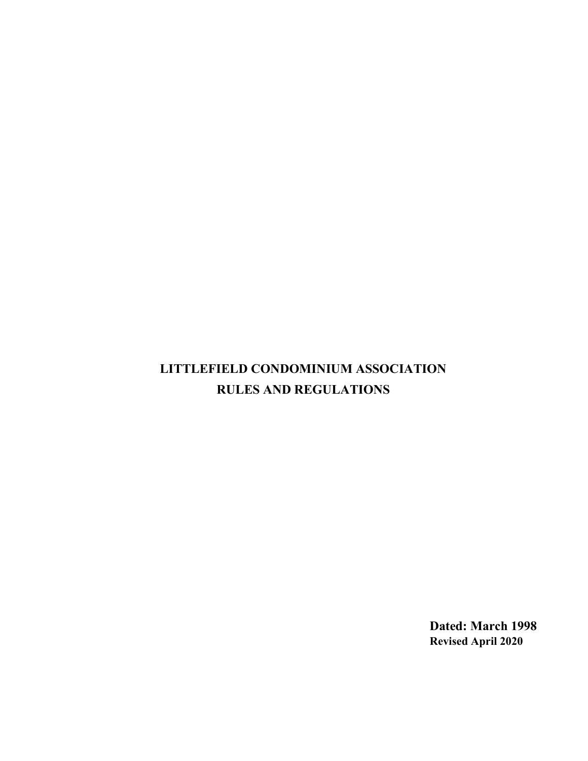# LITTLEFIELD CONDOMINIUM ASSOCIATION
# RULES AND REGULATIONS

**Dated: March 1998**
**Revised April 2020**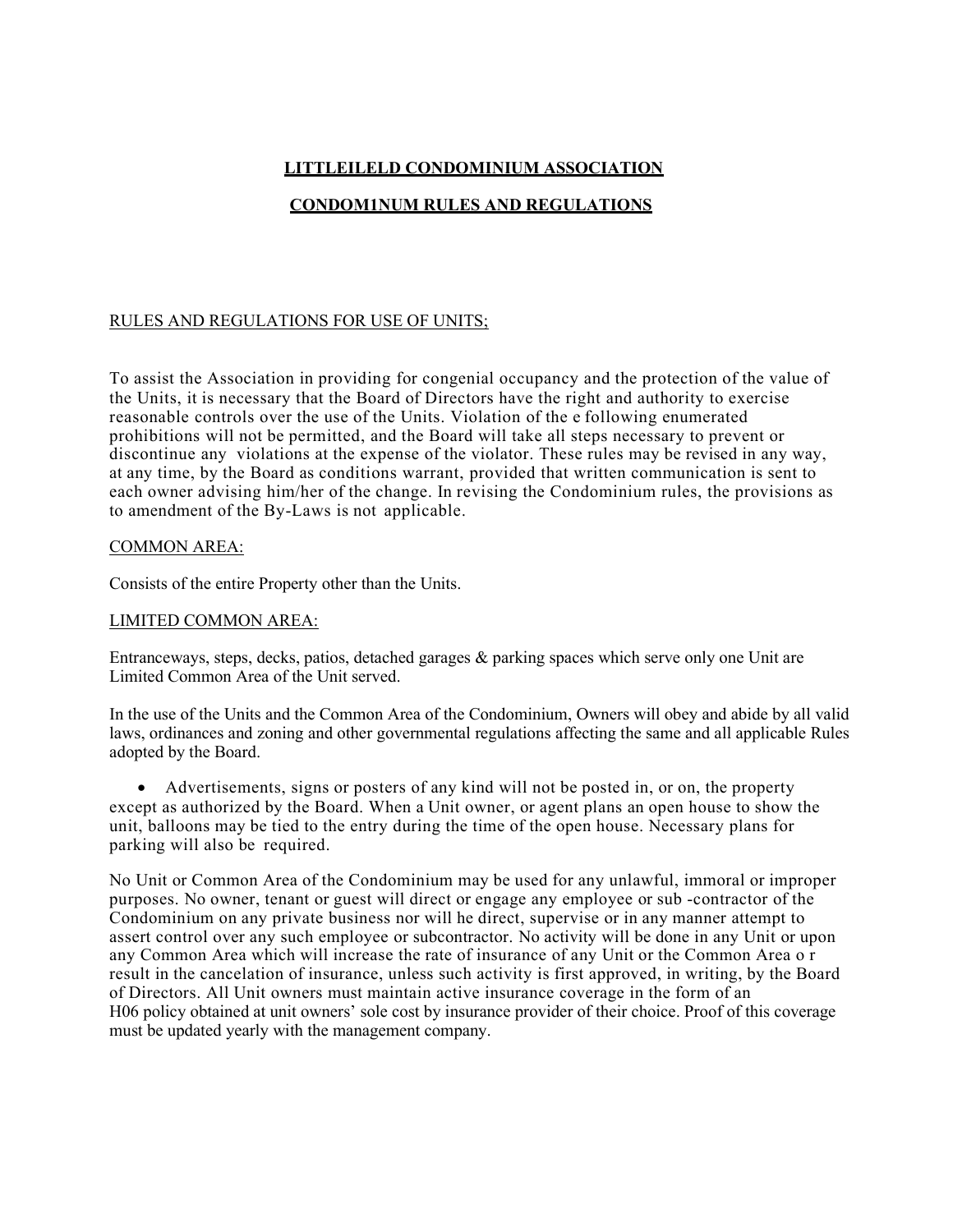**LITTLEILELD CONDOMINIUM ASSOCIATION**

**CONDOM1NUM RULES AND REGULATIONS**

RULES AND REGULATIONS FOR USE OF UNITS;

To assist the Association in providing for congenial occupancy and the protection of the value of the Units, it is necessary that the Board of Directors have the right and authority to exercise reasonable controls over the use of the Units. Violation of the e following enumerated prohibitions will not be permitted, and the Board will take all steps necessary to prevent or discontinue any violations at the expense of the violator. These rules may be revised in any way, at any time, by the Board as conditions warrant, provided that written communication is sent to each owner advising him/her of the change. In revising the Condominium rules, the provisions as to amendment of the By-Laws is not applicable.

COMMON AREA:

Consists of the entire Property other than the Units.

LIMITED COMMON AREA:

Entranceways, steps, decks, patios, detached garages & parking spaces which serve only one Unit are Limited Common Area of the Unit served.

In the use of the Units and the Common Area of the Condominium, Owners will obey and abide by all valid laws, ordinances and zoning and other governmental regulations affecting the same and all applicable Rules adopted by the Board.

- Advertisements, signs or posters of any kind will not be posted in, or on, the property except as authorized by the Board. When a Unit owner, or agent plans an open house to show the unit, balloons may be tied to the entry during the time of the open house. Necessary plans for parking will also be required.

No Unit or Common Area of the Condominium may be used for any unlawful, immoral or improper purposes. No owner, tenant or guest will direct or engage any employee or sub -contractor of the Condominium on any private business nor will he direct, supervise or in any manner attempt to assert control over any such employee or subcontractor. No activity will be done in any Unit or upon any Common Area which will increase the rate of insurance of any Unit or the Common Area o r result in the cancelation of insurance, unless such activity is first approved, in writing, by the Board of Directors. All Unit owners must maintain active insurance coverage in the form of an H06 policy obtained at unit owners' sole cost by insurance provider of their choice. Proof of this coverage must be updated yearly with the management company.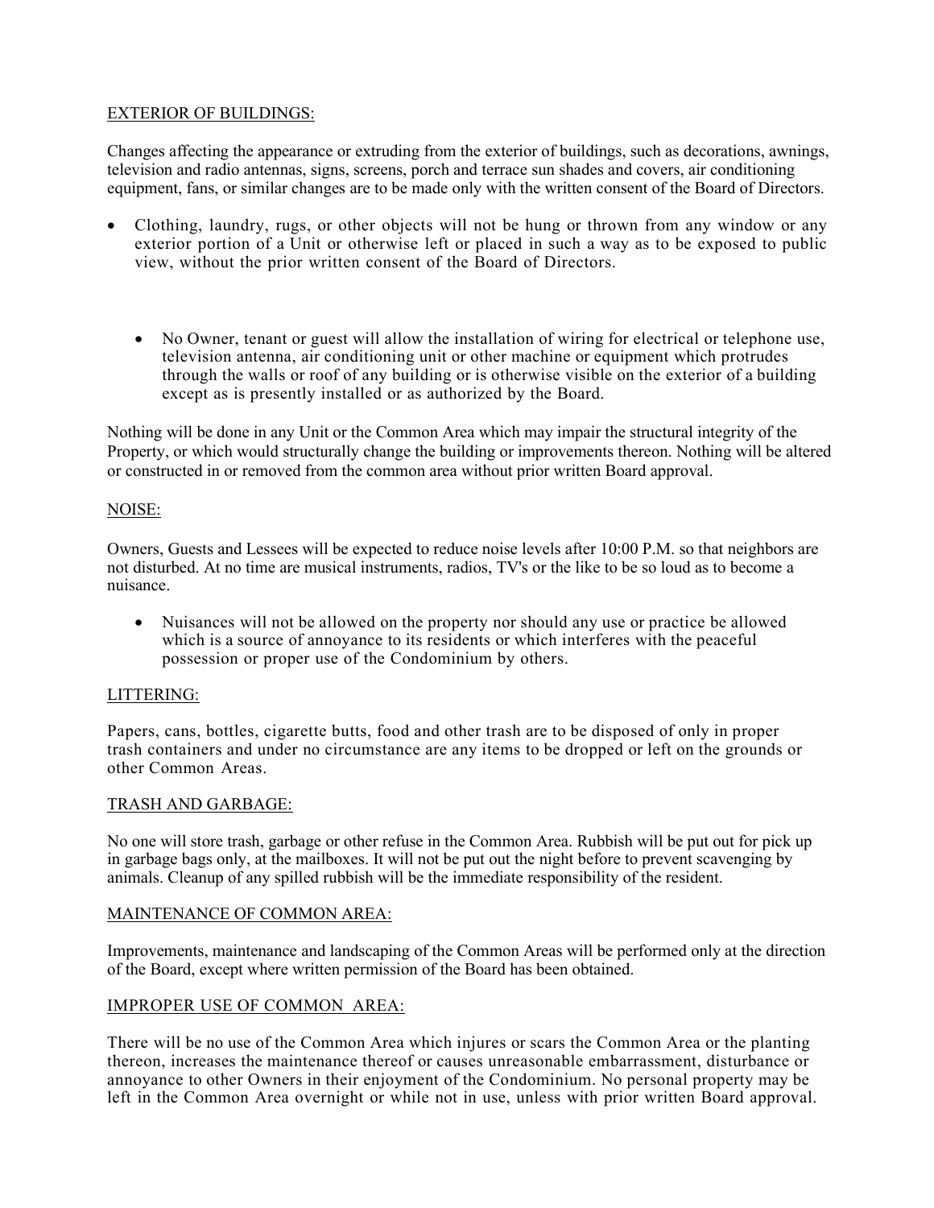EXTERIOR OF BUILDINGS:

Changes affecting the appearance or extruding from the exterior of buildings, such as decorations, awnings, television and radio antennas, signs, screens, porch and terrace sun shades and covers, air conditioning equipment, fans, or similar changes are to be made only with the written consent of the Board of Directors.

- Clothing, laundry, rugs, or other objects will not be hung or thrown from any window or any exterior portion of a Unit or otherwise left or placed in such a way as to be exposed to public view, without the prior written consent of the Board of Directors.

- No Owner, tenant or guest will allow the installation of wiring for electrical or telephone use, television antenna, air conditioning unit or other machine or equipment which protrudes through the walls or roof of any building or is otherwise visible on the exterior of a building except as is presently installed or as authorized by the Board.

Nothing will be done in any Unit or the Common Area which may impair the structural integrity of the Property, or which would structurally change the building or improvements thereon. Nothing will be altered or constructed in or removed from the common area without prior written Board approval.

NOISE:

Owners, Guests and Lessees will be expected to reduce noise levels after 10:00 P.M. so that neighbors are not disturbed. At no time are musical instruments, radios, TV's or the like to be so loud as to become a nuisance.

- Nuisances will not be allowed on the property nor should any use or practice be allowed which is a source of annoyance to its residents or which interferes with the peaceful possession or proper use of the Condominium by others.

LITTERING:

Papers, cans, bottles, cigarette butts, food and other trash are to be disposed of only in proper trash containers and under no circumstance are any items to be dropped or left on the grounds or other Common Areas.

TRASH AND GARBAGE:

No one will store trash, garbage or other refuse in the Common Area. Rubbish will be put out for pick up in garbage bags only, at the mailboxes. It will not be put out the night before to prevent scavenging by animals. Cleanup of any spilled rubbish will be the immediate responsibility of the resident.

MAINTENANCE OF COMMON AREA:

Improvements, maintenance and landscaping of the Common Areas will be performed only at the direction of the Board, except where written permission of the Board has been obtained.

IMPROPER USE OF COMMON AREA:

There will be no use of the Common Area which injures or scars the Common Area or the planting thereon, increases the maintenance thereof or causes unreasonable embarrassment, disturbance or annoyance to other Owners in their enjoyment of the Condominium. No personal property may be left in the Common Area overnight or while not in use, unless with prior written Board approval.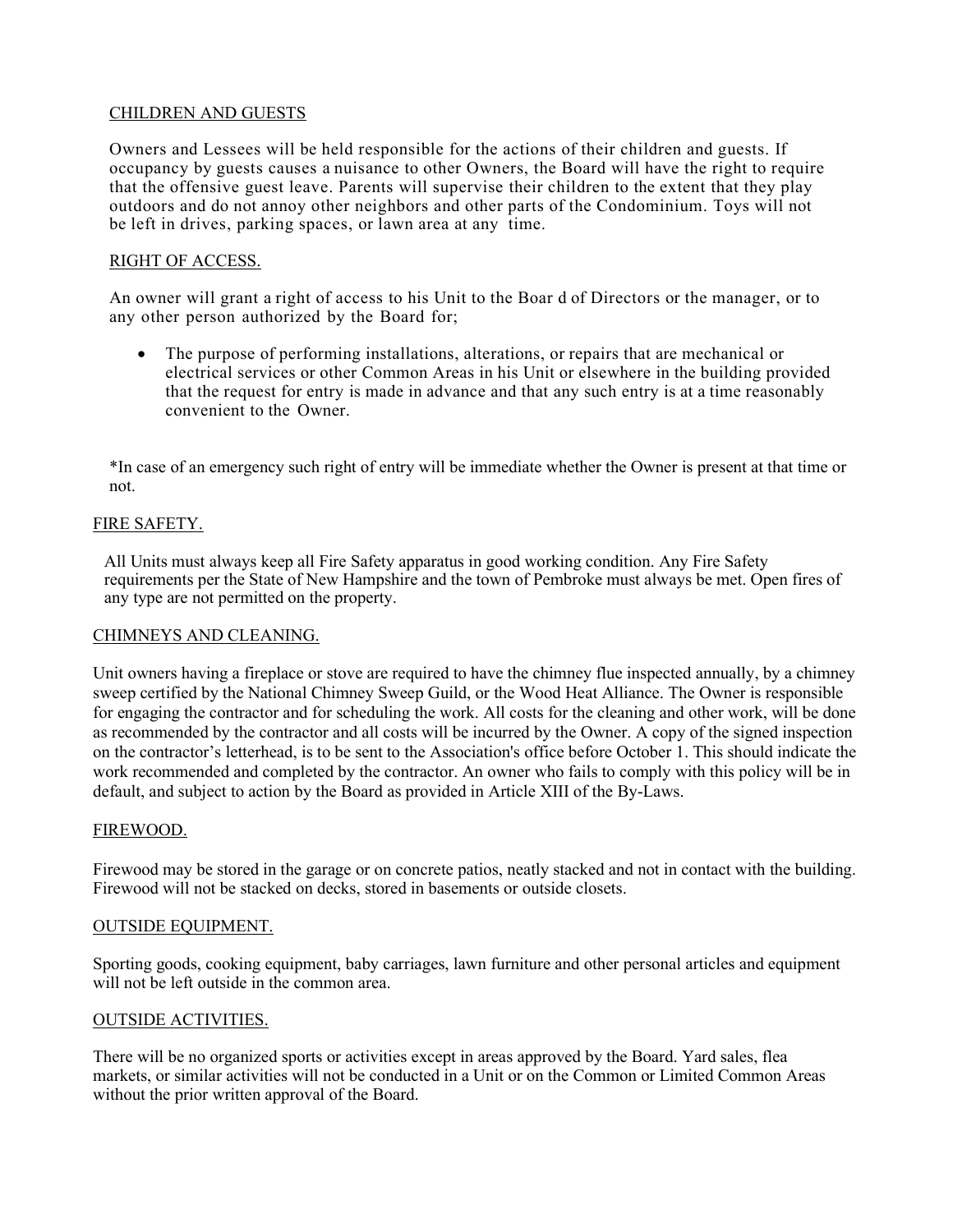<u>CHILDREN AND GUESTS</u>

Owners and Lessees will be held responsible for the actions of their children and guests. If occupancy by guests causes a nuisance to other Owners, the Board will have the right to require that the offensive guest leave. Parents will supervise their children to the extent that they play outdoors and do not annoy other neighbors and other parts of the Condominium. Toys will not be left in drives, parking spaces, or lawn area at any time.

<u>RIGHT OF ACCESS.</u>

An owner will grant a right of access to his Unit to the Boar d of Directors or the manager, or to any other person authorized by the Board for;

- The purpose of performing installations, alterations, or repairs that are mechanical or electrical services or other Common Areas in his Unit or elsewhere in the building provided that the request for entry is made in advance and that any such entry is at a time reasonably convenient to the Owner.

*In case of an emergency such right of entry will be immediate whether the Owner is present at that time or not.

<u>FIRE SAFETY.</u>

All Units must always keep all Fire Safety apparatus in good working condition. Any Fire Safety requirements per the State of New Hampshire and the town of Pembroke must always be met. Open fires of any type are not permitted on the property.

<u>CHIMNEYS AND CLEANING.</u>

Unit owners having a fireplace or stove are required to have the chimney flue inspected annually, by a chimney sweep certified by the National Chimney Sweep Guild, or the Wood Heat Alliance. The Owner is responsible for engaging the contractor and for scheduling the work. All costs for the cleaning and other work, will be done as recommended by the contractor and all costs will be incurred by the Owner. A copy of the signed inspection on the contractor's letterhead, is to be sent to the Association's office before October 1. This should indicate the work recommended and completed by the contractor. An owner who fails to comply with this policy will be in default, and subject to action by the Board as provided in Article XIII of the By-Laws.

<u>FIREWOOD.</u>

Firewood may be stored in the garage or on concrete patios, neatly stacked and not in contact with the building. Firewood will not be stacked on decks, stored in basements or outside closets.

<u>OUTSIDE EQUIPMENT.</u>

Sporting goods, cooking equipment, baby carriages, lawn furniture and other personal articles and equipment will not be left outside in the common area.

<u>OUTSIDE ACTIVITIES.</u>

There will be no organized sports or activities except in areas approved by the Board. Yard sales, flea markets, or similar activities will not be conducted in a Unit or on the Common or Limited Common Areas without the prior written approval of the Board.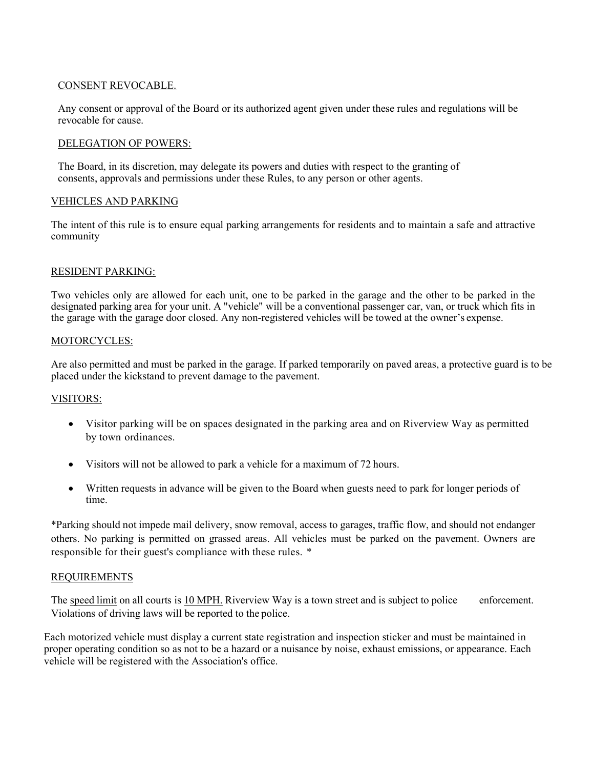CONSENT REVOCABLE.

Any consent or approval of the Board or its authorized agent given under these rules and regulations will be revocable for cause.

DELEGATION OF POWERS:

The Board, in its discretion, may delegate its powers and duties with respect to the granting of consents, approvals and permissions under these Rules, to any person or other agents.

VEHICLES AND PARKING

The intent of this rule is to ensure equal parking arrangements for residents and to maintain a safe and attractive community

RESIDENT PARKING:

Two vehicles only are allowed for each unit, one to be parked in the garage and the other to be parked in the designated parking area for your unit. A "vehicle" will be a conventional passenger car, van, or truck which fits in the garage with the garage door closed. Any non-registered vehicles will be towed at the owner's expense.

MOTORCYCLES:

Are also permitted and must be parked in the garage. If parked temporarily on paved areas, a protective guard is to be placed under the kickstand to prevent damage to the pavement.

VISITORS:

- Visitor parking will be on spaces designated in the parking area and on Riverview Way as permitted by town ordinances.
- Visitors will not be allowed to park a vehicle for a maximum of 72 hours.
- Written requests in advance will be given to the Board when guests need to park for longer periods of time.

*Parking should not impede mail delivery, snow removal, access to garages, traffic flow, and should not endanger others. No parking is permitted on grassed areas. All vehicles must be parked on the pavement. Owners are responsible for their guest's compliance with these rules. *

REQUIREMENTS

The speed limit on all courts is 10 MPH. Riverview Way is a town street and is subject to police enforcement. Violations of driving laws will be reported to the police.

Each motorized vehicle must display a current state registration and inspection sticker and must be maintained in proper operating condition so as not to be a hazard or a nuisance by noise, exhaust emissions, or appearance. Each vehicle will be registered with the Association's office.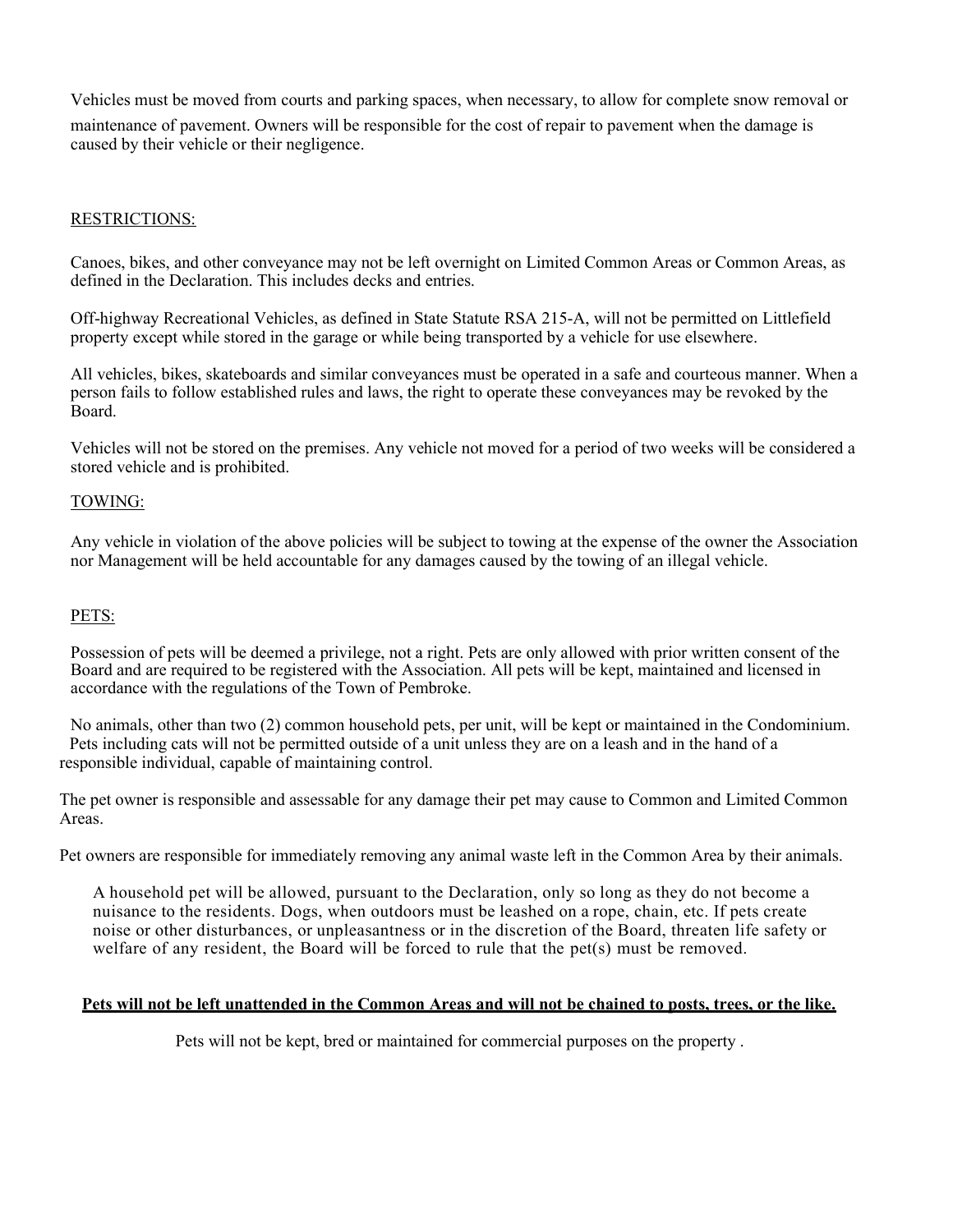Vehicles must be moved from courts and parking spaces, when necessary, to allow for complete snow removal or maintenance of pavement. Owners will be responsible for the cost of repair to pavement when the damage is caused by their vehicle or their negligence.

RESTRICTIONS:

Canoes, bikes, and other conveyance may not be left overnight on Limited Common Areas or Common Areas, as defined in the Declaration. This includes decks and entries.

Off-highway Recreational Vehicles, as defined in State Statute RSA 215-A, will not be permitted on Littlefield property except while stored in the garage or while being transported by a vehicle for use elsewhere.

All vehicles, bikes, skateboards and similar conveyances must be operated in a safe and courteous manner. When a person fails to follow established rules and laws, the right to operate these conveyances may be revoked by the Board.

Vehicles will not be stored on the premises. Any vehicle not moved for a period of two weeks will be considered a stored vehicle and is prohibited.

TOWING:

Any vehicle in violation of the above policies will be subject to towing at the expense of the owner the Association nor Management will be held accountable for any damages caused by the towing of an illegal vehicle.

PETS:

Possession of pets will be deemed a privilege, not a right. Pets are only allowed with prior written consent of the Board and are required to be registered with the Association. All pets will be kept, maintained and licensed in accordance with the regulations of the Town of Pembroke.

No animals, other than two (2) common household pets, per unit, will be kept or maintained in the Condominium. Pets including cats will not be permitted outside of a unit unless they are on a leash and in the hand of a responsible individual, capable of maintaining control.

The pet owner is responsible and assessable for any damage their pet may cause to Common and Limited Common Areas.

Pet owners are responsible for immediately removing any animal waste left in the Common Area by their animals.

A household pet will be allowed, pursuant to the Declaration, only so long as they do not become a nuisance to the residents. Dogs, when outdoors must be leashed on a rope, chain, etc. If pets create noise or other disturbances, or unpleasantness or in the discretion of the Board, threaten life safety or welfare of any resident, the Board will be forced to rule that the pet(s) must be removed.

**Pets will not be left unattended in the Common Areas and will not be chained to posts, trees, or the like.**

Pets will not be kept, bred or maintained for commercial purposes on the property .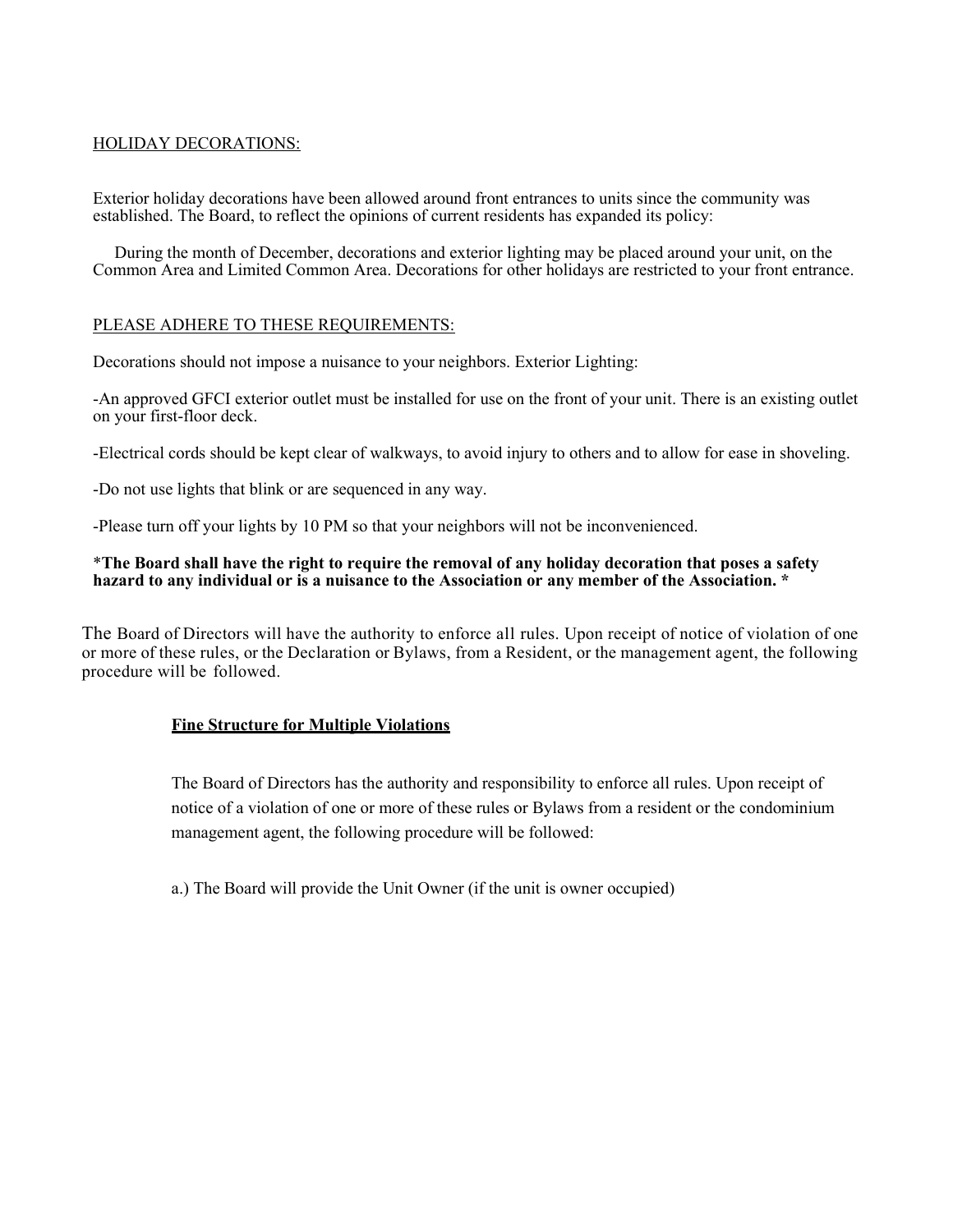HOLIDAY DECORATIONS:

Exterior holiday decorations have been allowed around front entrances to units since the community was established. The Board, to reflect the opinions of current residents has expanded its policy:

During the month of December, decorations and exterior lighting may be placed around your unit, on the Common Area and Limited Common Area. Decorations for other holidays are restricted to your front entrance.

PLEASE ADHERE TO THESE REQUIREMENTS:

Decorations should not impose a nuisance to your neighbors. Exterior Lighting:

-An approved GFCI exterior outlet must be installed for use on the front of your unit. There is an existing outlet on your first-floor deck.

-Electrical cords should be kept clear of walkways, to avoid injury to others and to allow for ease in shoveling.

-Do not use lights that blink or are sequenced in any way.

-Please turn off your lights by 10 PM so that your neighbors will not be inconvenienced.

**\*The Board shall have the right to require the removal of any holiday decoration that poses a safety hazard to any individual or is a nuisance to the Association or any member of the Association. \***

The Board of Directors will have the authority to enforce all rules. Upon receipt of notice of violation of one or more of these rules, or the Declaration or Bylaws, from a Resident, or the management agent, the following procedure will be followed.

**Fine Structure for Multiple Violations**

The Board of Directors has the authority and responsibility to enforce all rules. Upon receipt of notice of a violation of one or more of these rules or Bylaws from a resident or the condominium management agent, the following procedure will be followed:

a.) The Board will provide the Unit Owner (if the unit is owner occupied)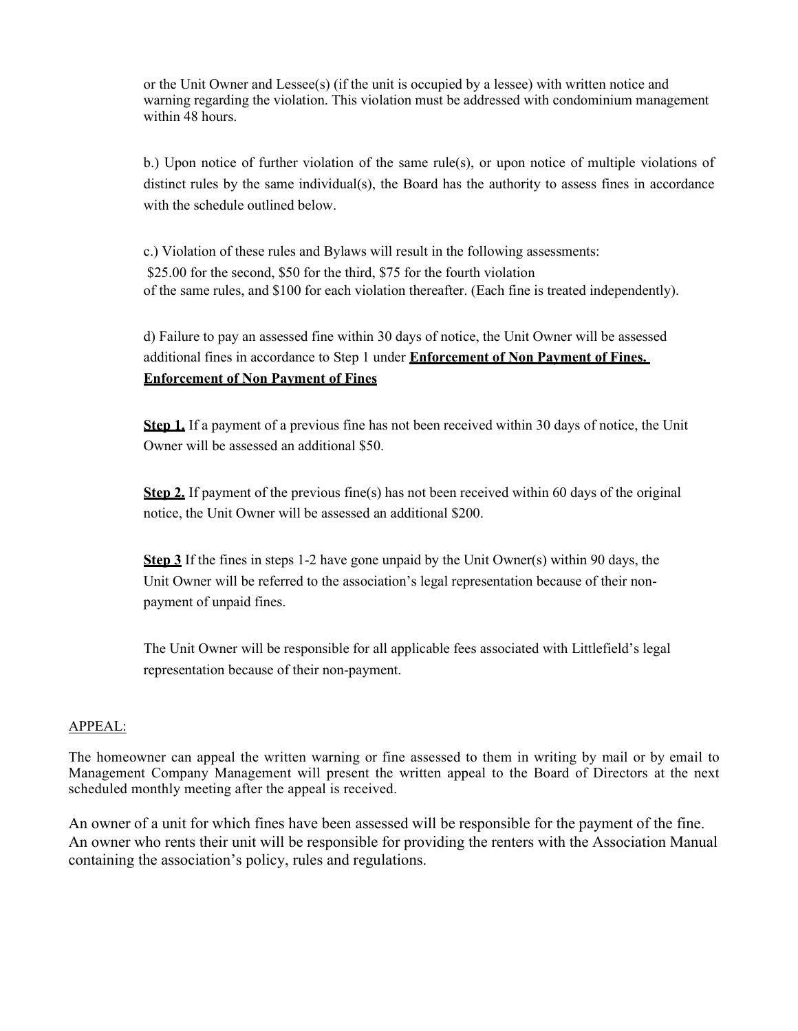or the Unit Owner and Lessee(s) (if the unit is occupied by a lessee) with written notice and warning regarding the violation. This violation must be addressed with condominium management within 48 hours.

b.) Upon notice of further violation of the same rule(s), or upon notice of multiple violations of distinct rules by the same individual(s), the Board has the authority to assess fines in accordance with the schedule outlined below.

c.) Violation of these rules and Bylaws will result in the following assessments: $25.00 for the second, $50 for the third, $75 for the fourth violation of the same rules, and $100 for each violation thereafter. (Each fine is treated independently).

d) Failure to pay an assessed fine within 30 days of notice, the Unit Owner will be assessed additional fines in accordance to Step 1 under **<u>Enforcement of Non Payment of Fines.</u>**

**<u>Enforcement of Non Payment of Fines</u>**

**<u>Step 1.</u>** If a payment of a previous fine has not been received within 30 days of notice, the Unit Owner will be assessed an additional $50.

**<u>Step 2.</u>** If payment of the previous fine(s) has not been received within 60 days of the original notice, the Unit Owner will be assessed an additional $200.

**<u>Step 3</u>** If the fines in steps 1-2 have gone unpaid by the Unit Owner(s) within 90 days, the Unit Owner will be referred to the association's legal representation because of their non-payment of unpaid fines.

The Unit Owner will be responsible for all applicable fees associated with Littlefield's legal representation because of their non-payment.

<u>APPEAL:</u>

The homeowner can appeal the written warning or fine assessed to them in writing by mail or by email to Management Company Management will present the written appeal to the Board of Directors at the next scheduled monthly meeting after the appeal is received.

An owner of a unit for which fines have been assessed will be responsible for the payment of the fine. An owner who rents their unit will be responsible for providing the renters with the Association Manual containing the association's policy, rules and regulations.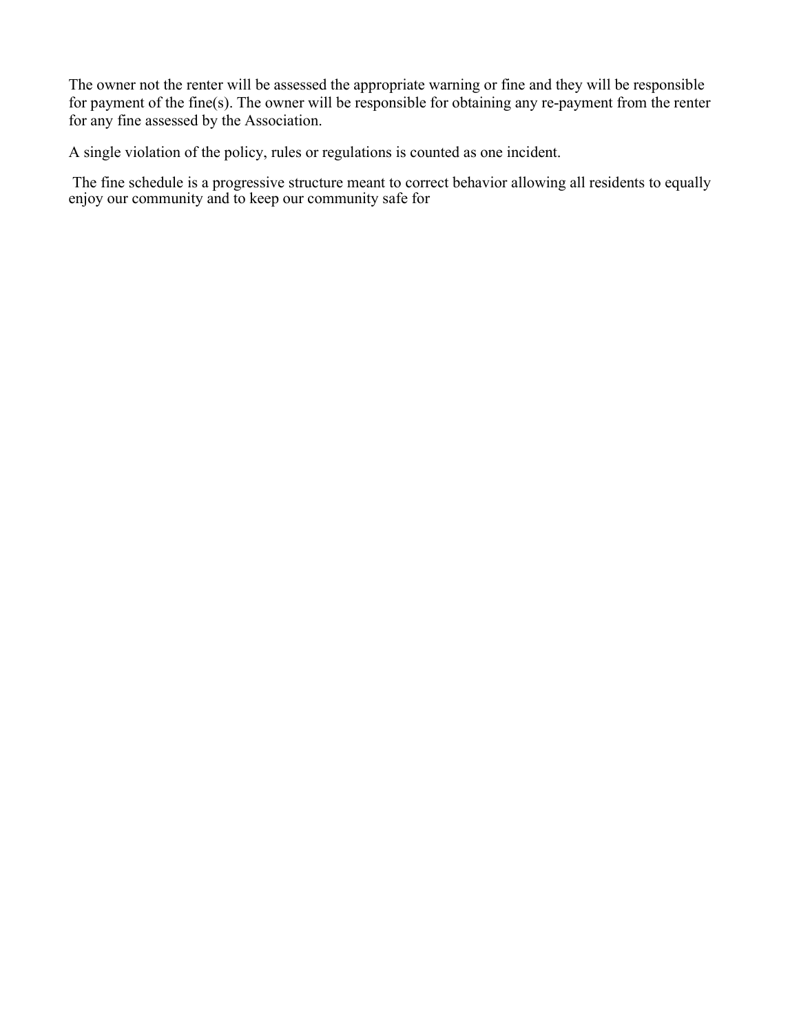The owner not the renter will be assessed the appropriate warning or fine and they will be responsible for payment of the fine(s). The owner will be responsible for obtaining any re-payment from the renter for any fine assessed by the Association.

A single violation of the policy, rules or regulations is counted as one incident.

The fine schedule is a progressive structure meant to correct behavior allowing all residents to equally enjoy our community and to keep our community safe for